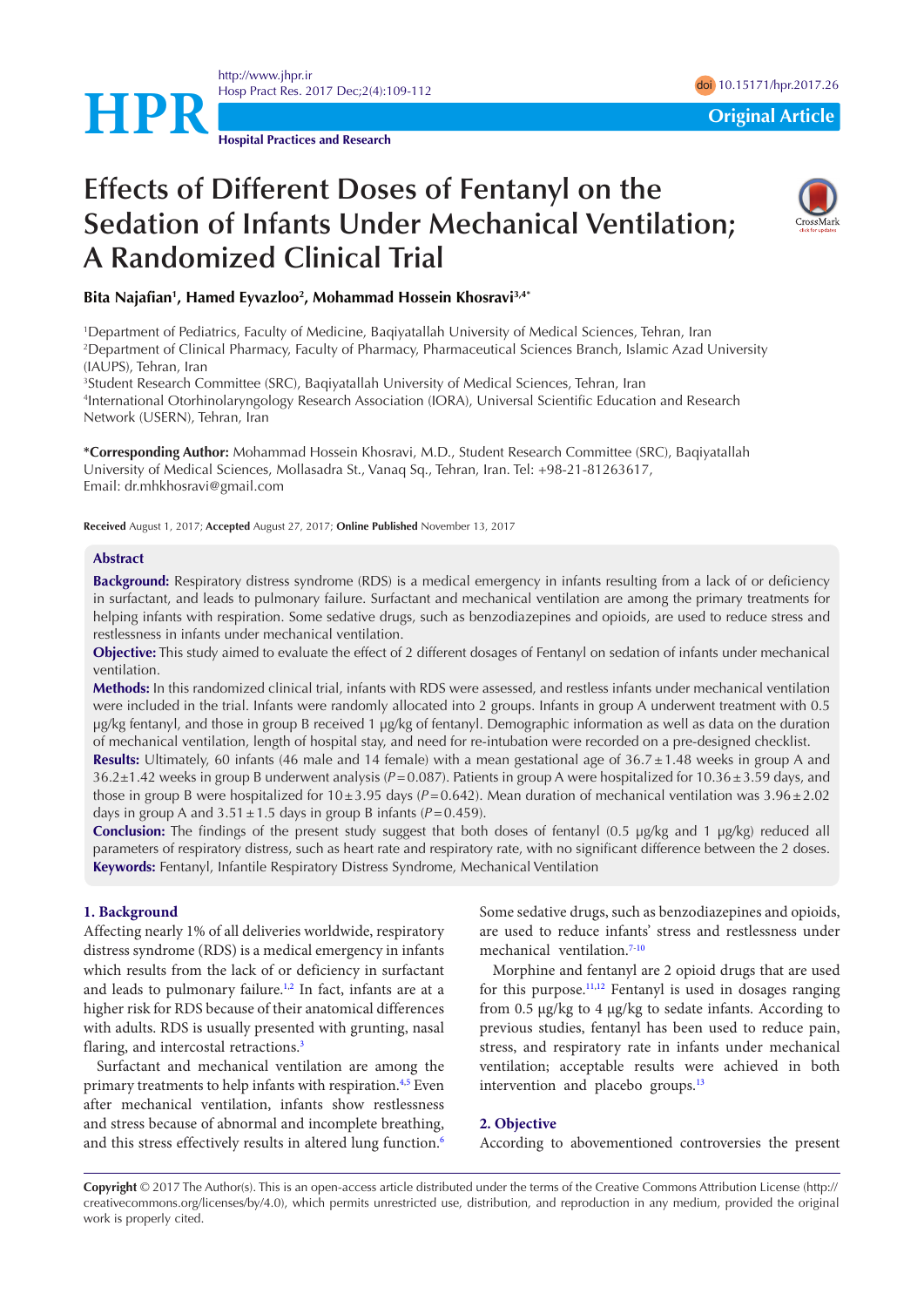Original Article

# Effects of Different Doses of Fentanyl on the Sedation of Infants Under Mechanical Ventilation; A Randomized Clinical Trial

**Bita Najafian[1], Hamed Eyvazloo[2], Mohammad Hossein Khosravi[3,4*]**

[1]Department of Pediatrics, Faculty of Medicine, Baqiyatallah University of Medical Sciences, Tehran, Iran
[2]Department of Clinical Pharmacy, Faculty of Pharmacy, Pharmaceutical Sciences Branch, Islamic Azad University (IAUPS), Tehran, Iran
[3]Student Research Committee (SRC), Baqiyatallah University of Medical Sciences, Tehran, Iran
[4]International Otorhinolaryngology Research Association (IORA), Universal Scientific Education and Research Network (USERN), Tehran, Iran

**\*Corresponding Author:** Mohammad Hossein Khosravi, M.D., Student Research Committee (SRC), Baqiyatallah University of Medical Sciences, Mollasadra St., Vanaq Sq., Tehran, Iran. Tel: +98-21-81263617, Email: dr.mhkhosravi@gmail.com

**Received** August 1, 2017; **Accepted** August 27, 2017; **Online Published** November 13, 2017

## Abstract

**Background:** Respiratory distress syndrome (RDS) is a medical emergency in infants resulting from a lack of or deficiency in surfactant, and leads to pulmonary failure. Surfactant and mechanical ventilation are among the primary treatments for helping infants with respiration. Some sedative drugs, such as benzodiazepines and opioids, are used to reduce stress and restlessness in infants under mechanical ventilation.

**Objective:** This study aimed to evaluate the effect of 2 different dosages of Fentanyl on sedation of infants under mechanical ventilation.

**Methods:** In this randomized clinical trial, infants with RDS were assessed, and restless infants under mechanical ventilation were included in the trial. Infants were randomly allocated into 2 groups. Infants in group A underwent treatment with 0.5 µg/kg fentanyl, and those in group B received 1 µg/kg of fentanyl. Demographic information as well as data on the duration of mechanical ventilation, length of hospital stay, and need for re-intubation were recorded on a pre-designed checklist.

**Results:** Ultimately, 60 infants (46 male and 14 female) with a mean gestational age of $36.7 \pm 1.48$ weeks in group A and $36.2 \pm 1.42$ weeks in group B underwent analysis ($P = 0.087$). Patients in group A were hospitalized for $10.36 \pm 3.59$ days, and those in group B were hospitalized for $10 \pm 3.95$ days ($P = 0.642$). Mean duration of mechanical ventilation was $3.96 \pm 2.02$ days in group A and $3.51 \pm 1.5$ days in group B infants ($P = 0.459$).

**Conclusion:** The findings of the present study suggest that both doses of fentanyl (0.5 µg/kg and 1 µg/kg) reduced all parameters of respiratory distress, such as heart rate and respiratory rate, with no significant difference between the 2 doses.

**Keywords:** Fentanyl, Infantile Respiratory Distress Syndrome, Mechanical Ventilation

## 1. Background

Affecting nearly 1% of all deliveries worldwide, respiratory distress syndrome (RDS) is a medical emergency in infants which results from the lack of or deficiency in surfactant and leads to pulmonary failure.[1,2] In fact, infants are at a higher risk for RDS because of their anatomical differences with adults. RDS is usually presented with grunting, nasal flaring, and intercostal retractions.[3]

Surfactant and mechanical ventilation are among the primary treatments to help infants with respiration.[4,5] Even after mechanical ventilation, infants show restlessness and stress because of abnormal and incomplete breathing, and this stress effectively results in altered lung function.[6] Some sedative drugs, such as benzodiazepines and opioids, are used to reduce infants' stress and restlessness under mechanical ventilation.[7-10]

Morphine and fentanyl are 2 opioid drugs that are used for this purpose.[11,12] Fentanyl is used in dosages ranging from 0.5 µg/kg to 4 µg/kg to sedate infants. According to previous studies, fentanyl has been used to reduce pain, stress, and respiratory rate in infants under mechanical ventilation; acceptable results were achieved in both intervention and placebo groups.[13]

## 2. Objective

According to abovementioned controversies the present

**Copyright** © 2017 The Author(s). This is an open-access article distributed under the terms of the Creative Commons Attribution License (http://creativecommons.org/licenses/by/4.0), which permits unrestricted use, distribution, and reproduction in any medium, provided the original work is properly cited.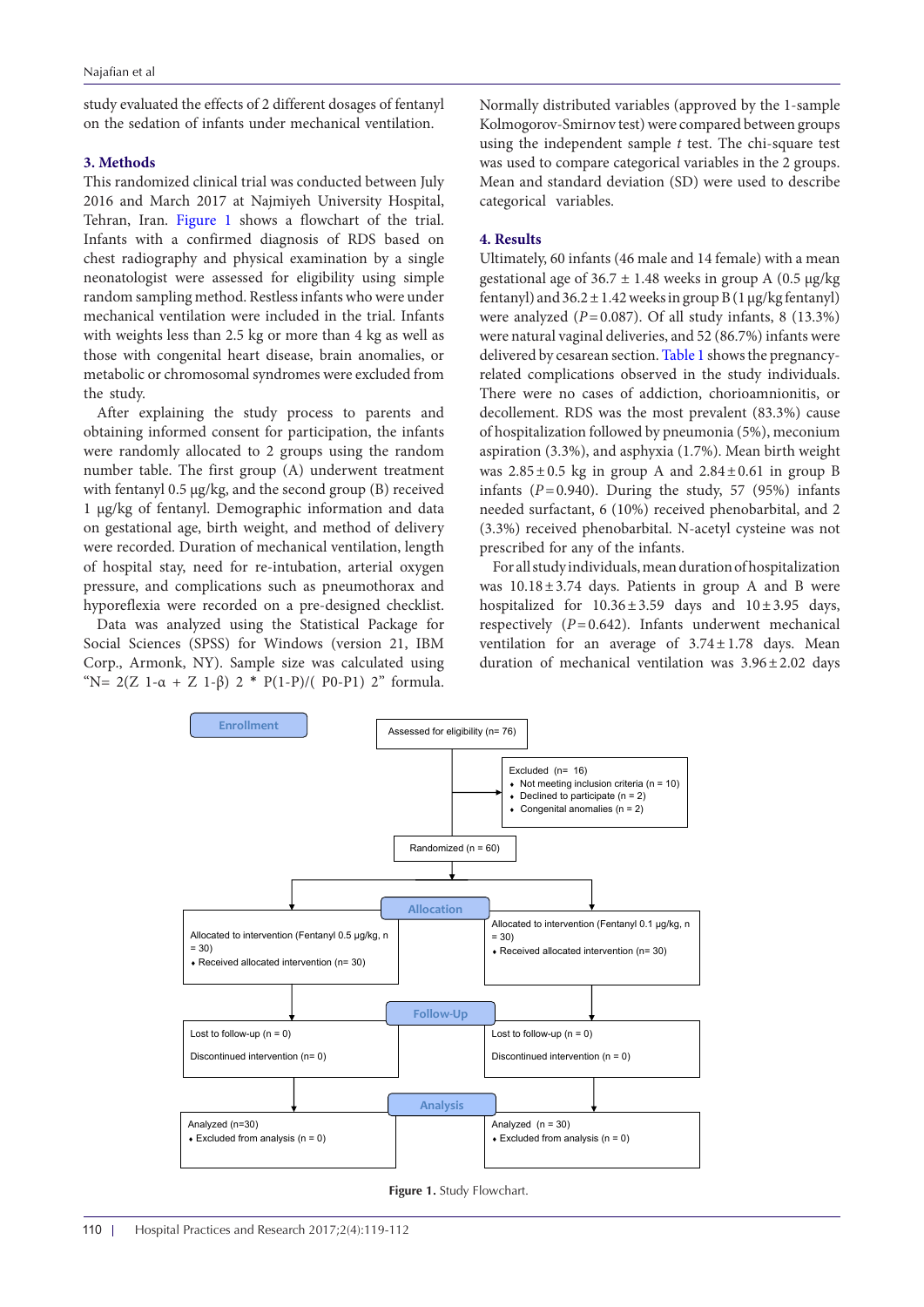study evaluated the effects of 2 different dosages of fentanyl on the sedation of infants under mechanical ventilation.

## 3. Methods

This randomized clinical trial was conducted between July 2016 and March 2017 at Najmiyeh University Hospital, Tehran, Iran. Figure 1 shows a flowchart of the trial. Infants with a confirmed diagnosis of RDS based on chest radiography and physical examination by a single neonatologist were assessed for eligibility using simple random sampling method. Restless infants who were under mechanical ventilation were included in the trial. Infants with weights less than 2.5 kg or more than 4 kg as well as those with congenital heart disease, brain anomalies, or metabolic or chromosomal syndromes were excluded from the study.

After explaining the study process to parents and obtaining informed consent for participation, the infants were randomly allocated to 2 groups using the random number table. The first group (A) underwent treatment with fentanyl 0.5 µg/kg, and the second group (B) received 1 µg/kg of fentanyl. Demographic information and data on gestational age, birth weight, and method of delivery were recorded. Duration of mechanical ventilation, length of hospital stay, need for re-intubation, arterial oxygen pressure, and complications such as pneumothorax and hyporeflexia were recorded on a pre-designed checklist.

Data was analyzed using the Statistical Package for Social Sciences (SPSS) for Windows (version 21, IBM Corp., Armonk, NY). Sample size was calculated using "N= 2(Z 1-α + Z 1-β) 2 * P(1-P)/( P0-P1) 2" formula. Normally distributed variables (approved by the 1-sample Kolmogorov-Smirnov test) were compared between groups using the independent sample *t* test. The chi-square test was used to compare categorical variables in the 2 groups. Mean and standard deviation (SD) were used to describe categorical variables.

## 4. Results

Ultimately, 60 infants (46 male and 14 female) with a mean gestational age of 36.7 ± 1.48 weeks in group A (0.5 µg/kg fentanyl) and 36.2 ± 1.42 weeks in group B (1 µg/kg fentanyl) were analyzed ($P = 0.087$). Of all study infants, 8 (13.3%) were natural vaginal deliveries, and 52 (86.7%) infants were delivered by cesarean section. Table 1 shows the pregnancy-related complications observed in the study individuals. There were no cases of addiction, chorioamnionitis, or decollement. RDS was the most prevalent (83.3%) cause of hospitalization followed by pneumonia (5%), meconium aspiration (3.3%), and asphyxia (1.7%). Mean birth weight was 2.85 ± 0.5 kg in group A and 2.84 ± 0.61 in group B infants ($P = 0.940$). During the study, 57 (95%) infants needed surfactant, 6 (10%) received phenobarbital, and 2 (3.3%) received phenobarbital. N-acetyl cysteine was not prescribed for any of the infants.

For all study individuals, mean duration of hospitalization was 10.18 ± 3.74 days. Patients in group A and B were hospitalized for 10.36 ± 3.59 days and 10 ± 3.95 days, respectively ($P = 0.642$). Infants underwent mechanical ventilation for an average of 3.74 ± 1.78 days. Mean duration of mechanical ventilation was 3.96 ± 2.02 days

**Enrollment**

Assessed for eligibility (n= 76)

Excluded (n= 16)
- Not meeting inclusion criteria (n = 10)
- Declined to participate (n = 2)
- Congenital anomalies (n = 2)

Randomized (n = 60)

**Allocation**

| Allocated to intervention (Fentanyl 0.5 µg/kg, n = 30) | Allocated to intervention (Fentanyl 0.1 µg/kg, n = 30) |
|---|---|
| Received allocated intervention (n= 30) | Received allocated intervention (n= 30) |

**Follow-Up**

| Lost to follow-up (n = 0) | Lost to follow-up (n = 0) |
|---|---|
| Discontinued intervention (n= 0) | Discontinued intervention (n = 0) |

**Analysis**

| Analyzed (n=30) | Analyzed (n = 30) |
|---|---|
| Excluded from analysis (n = 0) | Excluded from analysis (n = 0) |

**Figure 1.** Study Flowchart.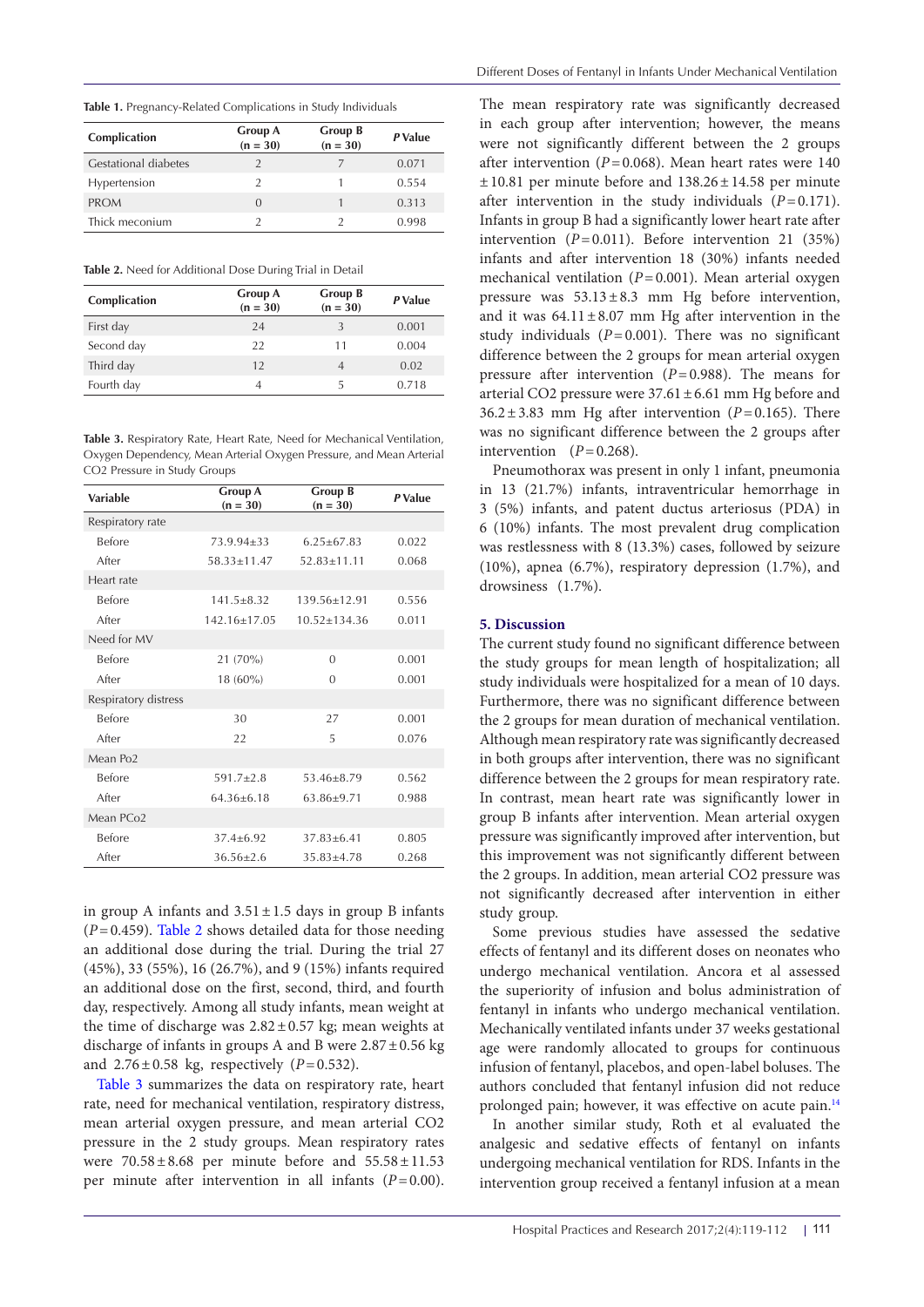**Table 1.** Pregnancy-Related Complications in Study Individuals

| Complication | Group A (n = 30) | Group B (n = 30) | *P* Value |
|---|---|---|---|
| Gestational diabetes | 2 | 7 | 0.071 |
| Hypertension | 2 | 1 | 0.554 |
| PROM | 0 | 1 | 0.313 |
| Thick meconium | 2 | 2 | 0.998 |

**Table 2.** Need for Additional Dose During Trial in Detail

| Complication | Group A (n = 30) | Group B (n = 30) | *P* Value |
|---|---|---|---|
| First day | 24 | 3 | 0.001 |
| Second day | 22 | 11 | 0.004 |
| Third day | 12 | 4 | 0.02 |
| Fourth day | 4 | 5 | 0.718 |

**Table 3.** Respiratory Rate, Heart Rate, Need for Mechanical Ventilation, Oxygen Dependency, Mean Arterial Oxygen Pressure, and Mean Arterial CO2 Pressure in Study Groups

| Variable | Group A (n = 30) | Group B (n = 30) | *P* Value |
|---|---|---|---|
| Respiratory rate | | | |
| Before | 73.9.94±33 | 6.25±67.83 | 0.022 |
| After | 58.33±11.47 | 52.83±11.11 | 0.068 |
| Heart rate | | | |
| Before | 141.5±8.32 | 139.56±12.91 | 0.556 |
| After | 142.16±17.05 | 10.52±134.36 | 0.011 |
| Need for MV | | | |
| Before | 21 (70%) | 0 | 0.001 |
| After | 18 (60%) | 0 | 0.001 |
| Respiratory distress | | | |
| Before | 30 | 27 | 0.001 |
| After | 22 | 5 | 0.076 |
| Mean Po2 | | | |
| Before | 591.7±2.8 | 53.46±8.79 | 0.562 |
| After | 64.36±6.18 | 63.86±9.71 | 0.988 |
| Mean PCo2 | | | |
| Before | 37.4±6.92 | 37.83±6.41 | 0.805 |
| After | 36.56±2.6 | 35.83±4.78 | 0.268 |

in group A infants and 3.51 ± 1.5 days in group B infants ($P = 0.459$). Table 2 shows detailed data for those needing an additional dose during the trial. During the trial 27 (45%), 33 (55%), 16 (26.7%), and 9 (15%) infants required an additional dose on the first, second, third, and fourth day, respectively. Among all study infants, mean weight at the time of discharge was 2.82 ± 0.57 kg; mean weights at discharge of infants in groups A and B were 2.87 ± 0.56 kg and 2.76 ± 0.58 kg, respectively ($P = 0.532$).

Table 3 summarizes the data on respiratory rate, heart rate, need for mechanical ventilation, respiratory distress, mean arterial oxygen pressure, and mean arterial CO2 pressure in the 2 study groups. Mean respiratory rates were 70.58 ± 8.68 per minute before and 55.58 ± 11.53 per minute after intervention in all infants ($P = 0.00$). The mean respiratory rate was significantly decreased in each group after intervention; however, the means were not significantly different between the 2 groups after intervention ($P = 0.068$). Mean heart rates were 140 ± 10.81 per minute before and 138.26 ± 14.58 per minute after intervention in the study individuals ($P = 0.171$). Infants in group B had a significantly lower heart rate after intervention ($P = 0.011$). Before intervention 21 (35%) infants and after intervention 18 (30%) infants needed mechanical ventilation ($P = 0.001$). Mean arterial oxygen pressure was 53.13 ± 8.3 mm Hg before intervention, and it was 64.11 ± 8.07 mm Hg after intervention in the study individuals ($P = 0.001$). There was no significant difference between the 2 groups for mean arterial oxygen pressure after intervention ($P = 0.988$). The means for arterial CO2 pressure were 37.61 ± 6.61 mm Hg before and 36.2 ± 3.83 mm Hg after intervention ($P = 0.165$). There was no significant difference between the 2 groups after intervention ($P = 0.268$).

Pneumothorax was present in only 1 infant, pneumonia in 13 (21.7%) infants, intraventricular hemorrhage in 3 (5%) infants, and patent ductus arteriosus (PDA) in 6 (10%) infants. The most prevalent drug complication was restlessness with 8 (13.3%) cases, followed by seizure (10%), apnea (6.7%), respiratory depression (1.7%), and drowsiness (1.7%).

## 5. Discussion

The current study found no significant difference between the study groups for mean length of hospitalization; all study individuals were hospitalized for a mean of 10 days. Furthermore, there was no significant difference between the 2 groups for mean duration of mechanical ventilation. Although mean respiratory rate was significantly decreased in both groups after intervention, there was no significant difference between the 2 groups for mean respiratory rate. In contrast, mean heart rate was significantly lower in group B infants after intervention. Mean arterial oxygen pressure was significantly improved after intervention, but this improvement was not significantly different between the 2 groups. In addition, mean arterial CO2 pressure was not significantly decreased after intervention in either study group.

Some previous studies have assessed the sedative effects of fentanyl and its different doses on neonates who undergo mechanical ventilation. Ancora et al assessed the superiority of infusion and bolus administration of fentanyl in infants who undergo mechanical ventilation. Mechanically ventilated infants under 37 weeks gestational age were randomly allocated to groups for continuous infusion of fentanyl, placebos, and open-label boluses. The authors concluded that fentanyl infusion did not reduce prolonged pain; however, it was effective on acute pain.[14]

In another similar study, Roth et al evaluated the analgesic and sedative effects of fentanyl on infants undergoing mechanical ventilation for RDS. Infants in the intervention group received a fentanyl infusion at a mean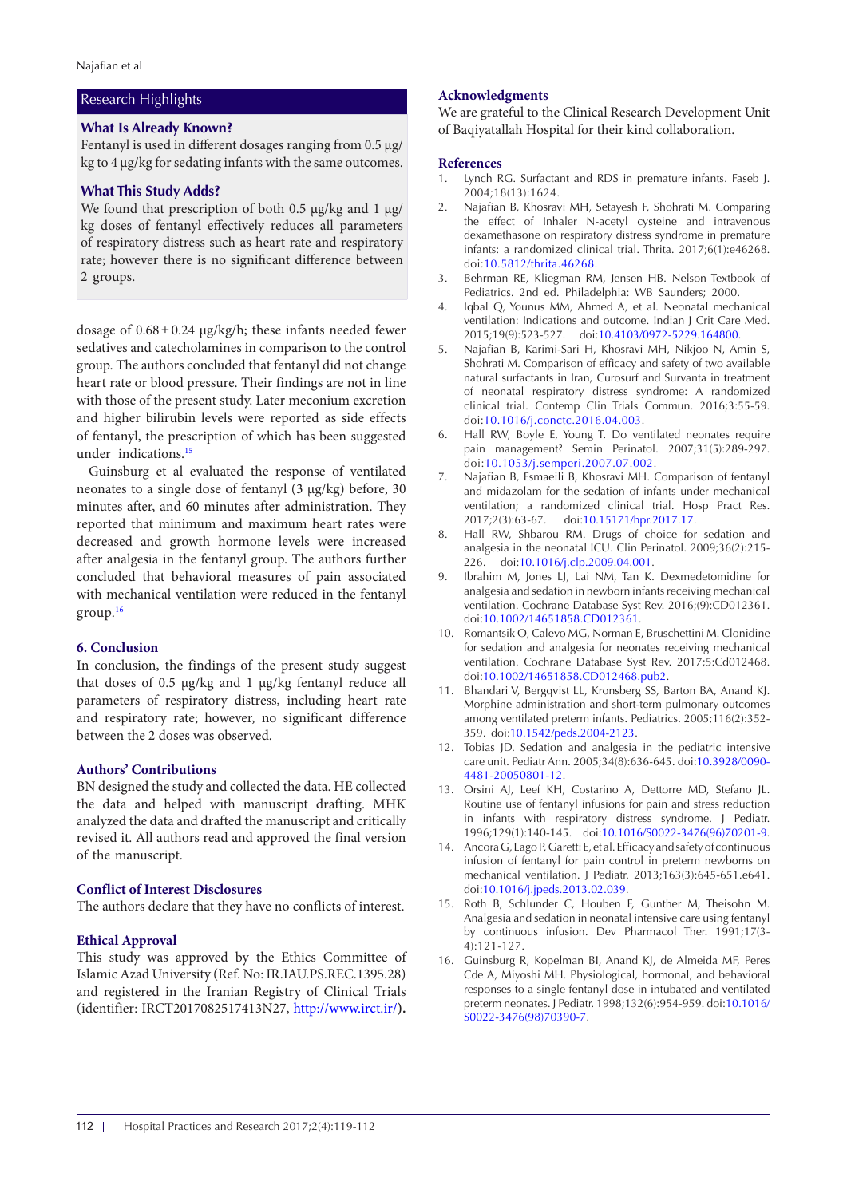## Research Highlights

### What Is Already Known?

Fentanyl is used in different dosages ranging from 0.5 µg/kg to 4 µg/kg for sedating infants with the same outcomes.

### What This Study Adds?

We found that prescription of both 0.5 µg/kg and 1 µg/kg doses of fentanyl effectively reduces all parameters of respiratory distress such as heart rate and respiratory rate; however there is no significant difference between 2 groups.

dosage of 0.68 ± 0.24 µg/kg/h; these infants needed fewer sedatives and catecholamines in comparison to the control group. The authors concluded that fentanyl did not change heart rate or blood pressure. Their findings are not in line with those of the present study. Later meconium excretion and higher bilirubin levels were reported as side effects of fentanyl, the prescription of which has been suggested under indications.[15]

Guinsburg et al evaluated the response of ventilated neonates to a single dose of fentanyl (3 µg/kg) before, 30 minutes after, and 60 minutes after administration. They reported that minimum and maximum heart rates were decreased and growth hormone levels were increased after analgesia in the fentanyl group. The authors further concluded that behavioral measures of pain associated with mechanical ventilation were reduced in the fentanyl group.[16]

### 6. Conclusion

In conclusion, the findings of the present study suggest that doses of 0.5 µg/kg and 1 µg/kg fentanyl reduce all parameters of respiratory distress, including heart rate and respiratory rate; however, no significant difference between the 2 doses was observed.

### Authors' Contributions

BN designed the study and collected the data. HE collected the data and helped with manuscript drafting. MHK analyzed the data and drafted the manuscript and critically revised it. All authors read and approved the final version of the manuscript.

### Conflict of Interest Disclosures

The authors declare that they have no conflicts of interest.

### Ethical Approval

This study was approved by the Ethics Committee of Islamic Azad University (Ref. No: IR.IAU.PS.REC.1395.28) and registered in the Iranian Registry of Clinical Trials (identifier: IRCT2017082517413N27, http://www.irct.ir/).

### Acknowledgments

We are grateful to the Clinical Research Development Unit of Baqiyatallah Hospital for their kind collaboration.

### References

1. Lynch RG. Surfactant and RDS in premature infants. Faseb J. 2004;18(13):1624.
2. Najafian B, Khosravi MH, Setayesh F, Shohrati M. Comparing the effect of Inhaler N-acetyl cysteine and intravenous dexamethasone on respiratory distress syndrome in premature infants: a randomized clinical trial. Thrita. 2017;6(1):e46268. doi:10.5812/thrita.46268.
3. Behrman RE, Kliegman RM, Jensen HB. Nelson Textbook of Pediatrics. 2nd ed. Philadelphia: WB Saunders; 2000.
4. Iqbal Q, Younus MM, Ahmed A, et al. Neonatal mechanical ventilation: Indications and outcome. Indian J Crit Care Med. 2015;19(9):523-527. doi:10.4103/0972-5229.164800.
5. Najafian B, Karimi-Sari H, Khosravi MH, Nikjoo N, Amin S, Shohrati M. Comparison of efficacy and safety of two available natural surfactants in Iran, Curosurf and Survanta in treatment of neonatal respiratory distress syndrome: A randomized clinical trial. Contemp Clin Trials Commun. 2016;3:55-59. doi:10.1016/j.conctc.2016.04.003.
6. Hall RW, Boyle E, Young T. Do ventilated neonates require pain management? Semin Perinatol. 2007;31(5):289-297. doi:10.1053/j.semperi.2007.07.002.
7. Najafian B, Esmaeili B, Khosravi MH. Comparison of fentanyl and midazolam for the sedation of infants under mechanical ventilation; a randomized clinical trial. Hosp Pract Res. 2017;2(3):63-67. doi:10.15171/hpr.2017.17.
8. Hall RW, Shbarou RM. Drugs of choice for sedation and analgesia in the neonatal ICU. Clin Perinatol. 2009;36(2):215-226. doi:10.1016/j.clp.2009.04.001.
9. Ibrahim M, Jones LJ, Lai NM, Tan K. Dexmedetomidine for analgesia and sedation in newborn infants receiving mechanical ventilation. Cochrane Database Syst Rev. 2016;(9):CD012361. doi:10.1002/14651858.CD012361.
10. Romantsik O, Calevo MG, Norman E, Bruschettini M. Clonidine for sedation and analgesia for neonates receiving mechanical ventilation. Cochrane Database Syst Rev. 2017;5:Cd012468. doi:10.1002/14651858.CD012468.pub2.
11. Bhandari V, Bergqvist LL, Kronsberg SS, Barton BA, Anand KJ. Morphine administration and short-term pulmonary outcomes among ventilated preterm infants. Pediatrics. 2005;116(2):352-359. doi:10.1542/peds.2004-2123.
12. Tobias JD. Sedation and analgesia in the pediatric intensive care unit. Pediatr Ann. 2005;34(8):636-645. doi:10.3928/0090-4481-20050801-12.
13. Orsini AJ, Leef KH, Costarino A, Dettorre MD, Stefano JL. Routine use of fentanyl infusions for pain and stress reduction in infants with respiratory distress syndrome. J Pediatr. 1996;129(1):140-145. doi:10.1016/S0022-3476(96)70201-9.
14. Ancora G, Lago P, Garetti E, et al. Efficacy and safety of continuous infusion of fentanyl for pain control in preterm newborns on mechanical ventilation. J Pediatr. 2013;163(3):645-651.e641. doi:10.1016/j.jpeds.2013.02.039.
15. Roth B, Schlunder C, Houben F, Gunther M, Theisohn M. Analgesia and sedation in neonatal intensive care using fentanyl by continuous infusion. Dev Pharmacol Ther. 1991;17(3-4):121-127.
16. Guinsburg R, Kopelman BI, Anand KJ, de Almeida MF, Peres Cde A, Miyoshi MH. Physiological, hormonal, and behavioral responses to a single fentanyl dose in intubated and ventilated preterm neonates. J Pediatr. 1998;132(6):954-959. doi:10.1016/S0022-3476(98)70390-7.